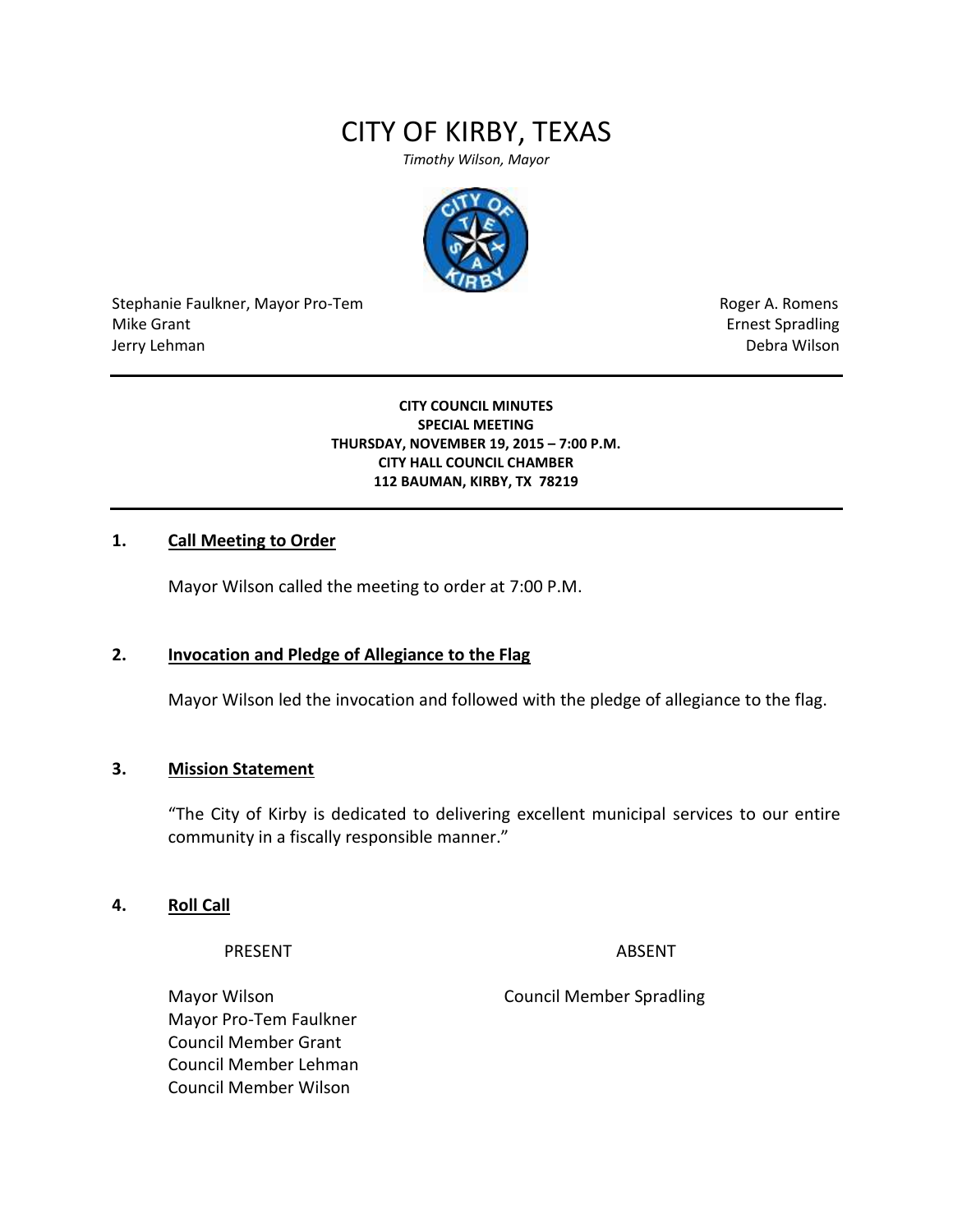# CITY OF KIRBY, TEXAS

*Timothy Wilson, Mayor*

| | |
|---|---|
| Stephanie Faulkner, Mayor Pro-Tem | Roger A. Romens |
| Mike Grant | Ernest Spradling |
| Jerry Lehman | Debra Wilson |

---

**CITY COUNCIL MINUTES**
**SPECIAL MEETING**
**THURSDAY, NOVEMBER 19, 2015 – 7:00 P.M.**
**CITY HALL COUNCIL CHAMBER**
**112 BAUMAN, KIRBY, TX 78219**

---

## 1. Call Meeting to Order

Mayor Wilson called the meeting to order at 7:00 P.M.

## 2. Invocation and Pledge of Allegiance to the Flag

Mayor Wilson led the invocation and followed with the pledge of allegiance to the flag.

## 3. Mission Statement

"The City of Kirby is dedicated to delivering excellent municipal services to our entire community in a fiscally responsible manner."

## 4. Roll Call

| PRESENT | ABSENT |
|---|---|
| Mayor Wilson | Council Member Spradling |
| Mayor Pro-Tem Faulkner | |
| Council Member Grant | |
| Council Member Lehman | |
| Council Member Wilson | |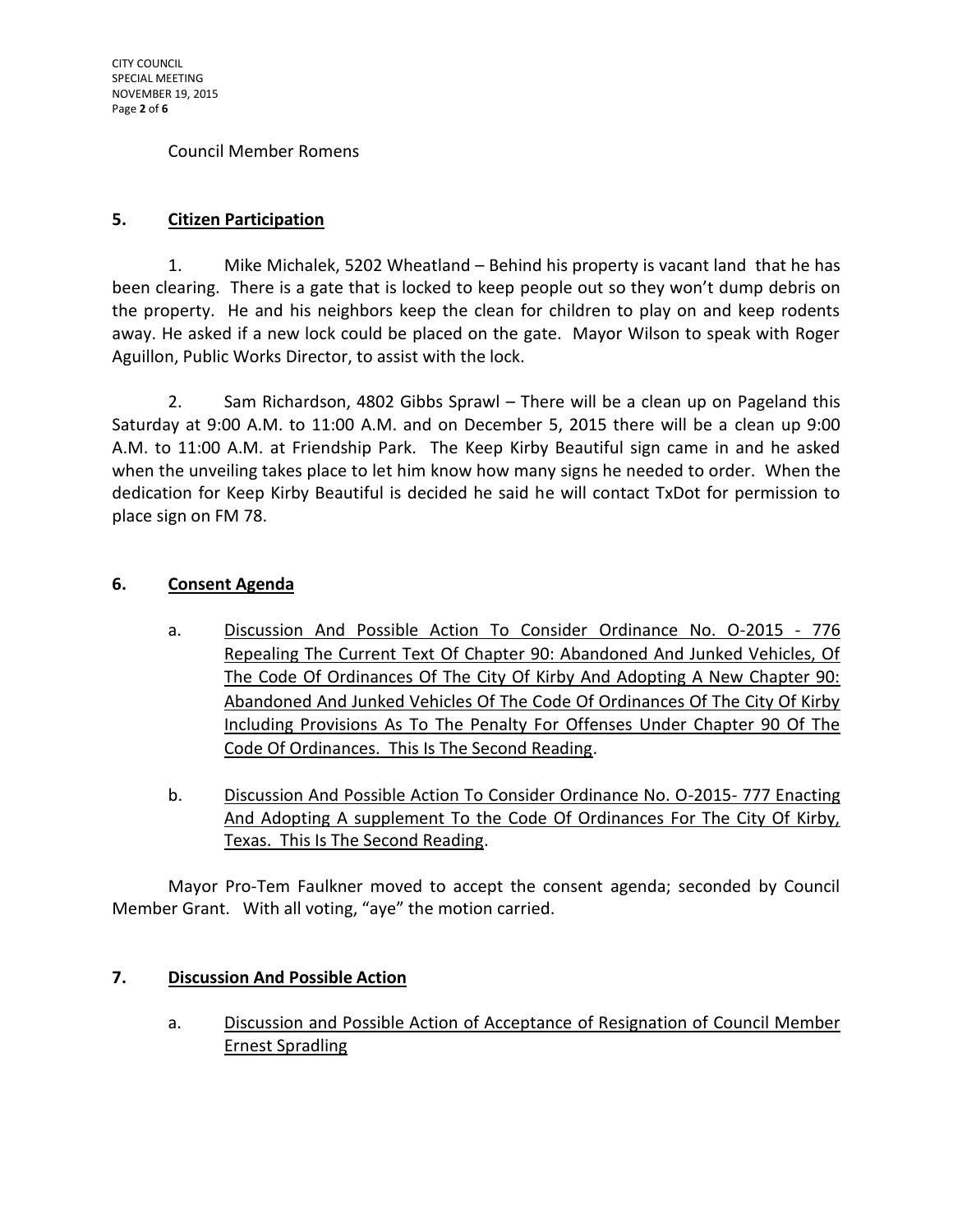Council Member Romens

## 5. Citizen Participation

1. Mike Michalek, 5202 Wheatland – Behind his property is vacant land that he has been clearing. There is a gate that is locked to keep people out so they won't dump debris on the property. He and his neighbors keep the clean for children to play on and keep rodents away. He asked if a new lock could be placed on the gate. Mayor Wilson to speak with Roger Aguillon, Public Works Director, to assist with the lock.

2. Sam Richardson, 4802 Gibbs Sprawl – There will be a clean up on Pageland this Saturday at 9:00 A.M. to 11:00 A.M. and on December 5, 2015 there will be a clean up 9:00 A.M. to 11:00 A.M. at Friendship Park. The Keep Kirby Beautiful sign came in and he asked when the unveiling takes place to let him know how many signs he needed to order. When the dedication for Keep Kirby Beautiful is decided he said he will contact TxDot for permission to place sign on FM 78.

## 6. Consent Agenda

a. Discussion And Possible Action To Consider Ordinance No. O-2015 - 776 Repealing The Current Text Of Chapter 90: Abandoned And Junked Vehicles, Of The Code Of Ordinances Of The City Of Kirby And Adopting A New Chapter 90: Abandoned And Junked Vehicles Of The Code Of Ordinances Of The City Of Kirby Including Provisions As To The Penalty For Offenses Under Chapter 90 Of The Code Of Ordinances. This Is The Second Reading.

b. Discussion And Possible Action To Consider Ordinance No. O-2015- 777 Enacting And Adopting A supplement To the Code Of Ordinances For The City Of Kirby, Texas. This Is The Second Reading.

Mayor Pro-Tem Faulkner moved to accept the consent agenda; seconded by Council Member Grant. With all voting, "aye" the motion carried.

## 7. Discussion And Possible Action

a. Discussion and Possible Action of Acceptance of Resignation of Council Member Ernest Spradling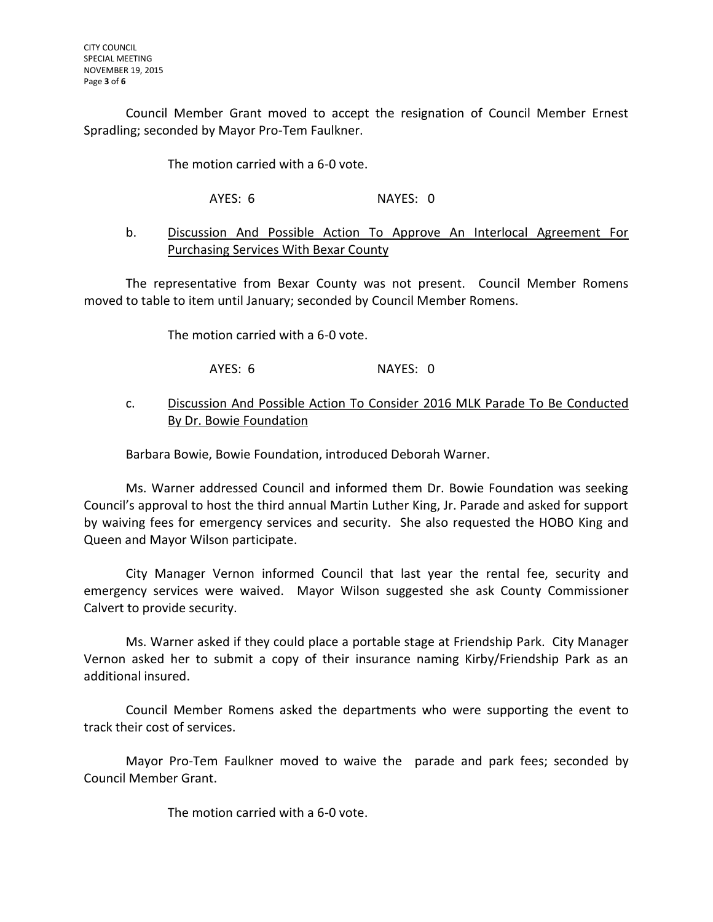Council Member Grant moved to accept the resignation of Council Member Ernest Spradling; seconded by Mayor Pro-Tem Faulkner.

The motion carried with a 6-0 vote.

AYES: 6 NAYES: 0

b. <u>Discussion And Possible Action To Approve An Interlocal Agreement For Purchasing Services With Bexar County</u>

The representative from Bexar County was not present. Council Member Romens moved to table to item until January; seconded by Council Member Romens.

The motion carried with a 6-0 vote.

AYES: 6 NAYES: 0

c. <u>Discussion And Possible Action To Consider 2016 MLK Parade To Be Conducted By Dr. Bowie Foundation</u>

Barbara Bowie, Bowie Foundation, introduced Deborah Warner.

Ms. Warner addressed Council and informed them Dr. Bowie Foundation was seeking Council's approval to host the third annual Martin Luther King, Jr. Parade and asked for support by waiving fees for emergency services and security. She also requested the HOBO King and Queen and Mayor Wilson participate.

City Manager Vernon informed Council that last year the rental fee, security and emergency services were waived. Mayor Wilson suggested she ask County Commissioner Calvert to provide security.

Ms. Warner asked if they could place a portable stage at Friendship Park. City Manager Vernon asked her to submit a copy of their insurance naming Kirby/Friendship Park as an additional insured.

Council Member Romens asked the departments who were supporting the event to track their cost of services.

Mayor Pro-Tem Faulkner moved to waive the parade and park fees; seconded by Council Member Grant.

The motion carried with a 6-0 vote.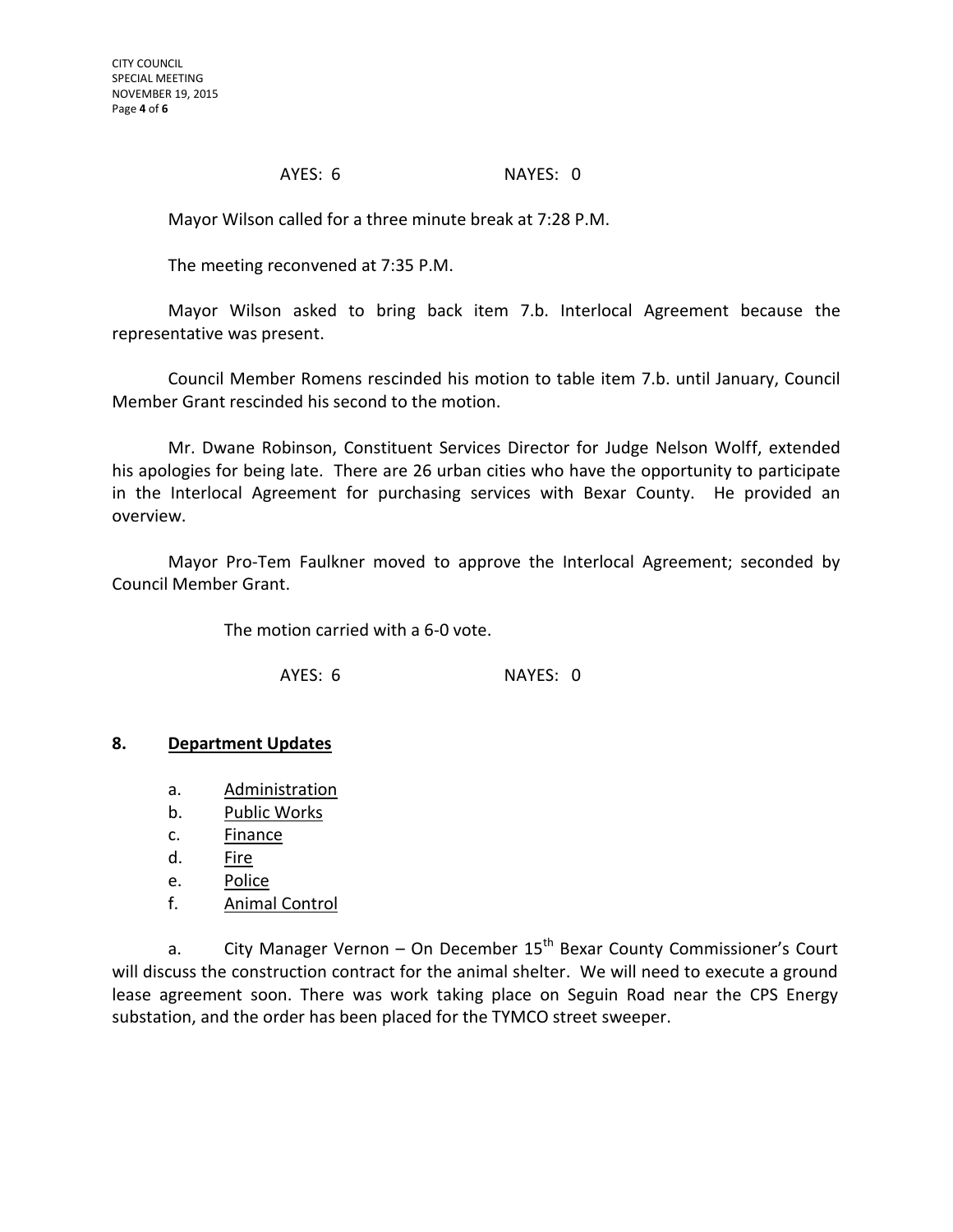AYES: 6 NAYES: 0

Mayor Wilson called for a three minute break at 7:28 P.M.

The meeting reconvened at 7:35 P.M.

Mayor Wilson asked to bring back item 7.b. Interlocal Agreement because the representative was present.

Council Member Romens rescinded his motion to table item 7.b. until January, Council Member Grant rescinded his second to the motion.

Mr. Dwane Robinson, Constituent Services Director for Judge Nelson Wolff, extended his apologies for being late. There are 26 urban cities who have the opportunity to participate in the Interlocal Agreement for purchasing services with Bexar County. He provided an overview.

Mayor Pro-Tem Faulkner moved to approve the Interlocal Agreement; seconded by Council Member Grant.

The motion carried with a 6-0 vote.

AYES: 6 NAYES: 0

## 8. Department Updates

a. Administration
b. Public Works
c. Finance
d. Fire
e. Police
f. Animal Control

a. City Manager Vernon – On December 15th Bexar County Commissioner's Court will discuss the construction contract for the animal shelter. We will need to execute a ground lease agreement soon. There was work taking place on Seguin Road near the CPS Energy substation, and the order has been placed for the TYMCO street sweeper.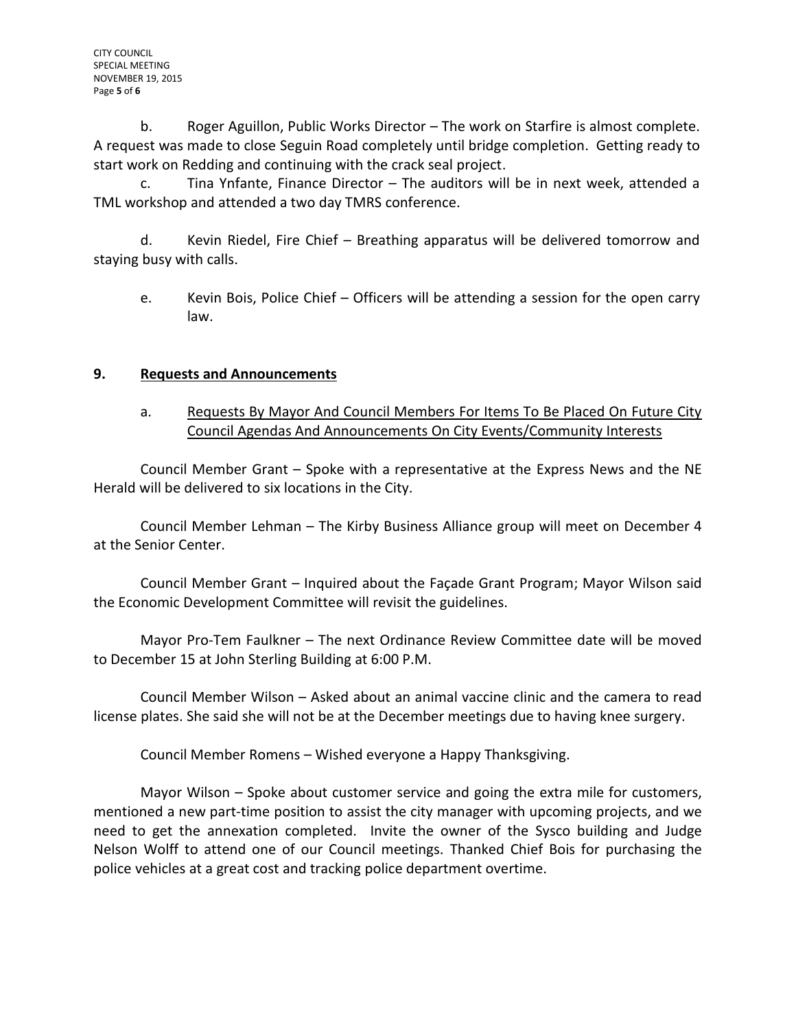b. Roger Aguillon, Public Works Director – The work on Starfire is almost complete. A request was made to close Seguin Road completely until bridge completion. Getting ready to start work on Redding and continuing with the crack seal project.

c. Tina Ynfante, Finance Director – The auditors will be in next week, attended a TML workshop and attended a two day TMRS conference.

d. Kevin Riedel, Fire Chief – Breathing apparatus will be delivered tomorrow and staying busy with calls.

e. Kevin Bois, Police Chief – Officers will be attending a session for the open carry law.

## 9. Requests and Announcements

a. Requests By Mayor And Council Members For Items To Be Placed On Future City Council Agendas And Announcements On City Events/Community Interests

Council Member Grant – Spoke with a representative at the Express News and the NE Herald will be delivered to six locations in the City.

Council Member Lehman – The Kirby Business Alliance group will meet on December 4 at the Senior Center.

Council Member Grant – Inquired about the Façade Grant Program; Mayor Wilson said the Economic Development Committee will revisit the guidelines.

Mayor Pro-Tem Faulkner – The next Ordinance Review Committee date will be moved to December 15 at John Sterling Building at 6:00 P.M.

Council Member Wilson – Asked about an animal vaccine clinic and the camera to read license plates. She said she will not be at the December meetings due to having knee surgery.

Council Member Romens – Wished everyone a Happy Thanksgiving.

Mayor Wilson – Spoke about customer service and going the extra mile for customers, mentioned a new part-time position to assist the city manager with upcoming projects, and we need to get the annexation completed. Invite the owner of the Sysco building and Judge Nelson Wolff to attend one of our Council meetings. Thanked Chief Bois for purchasing the police vehicles at a great cost and tracking police department overtime.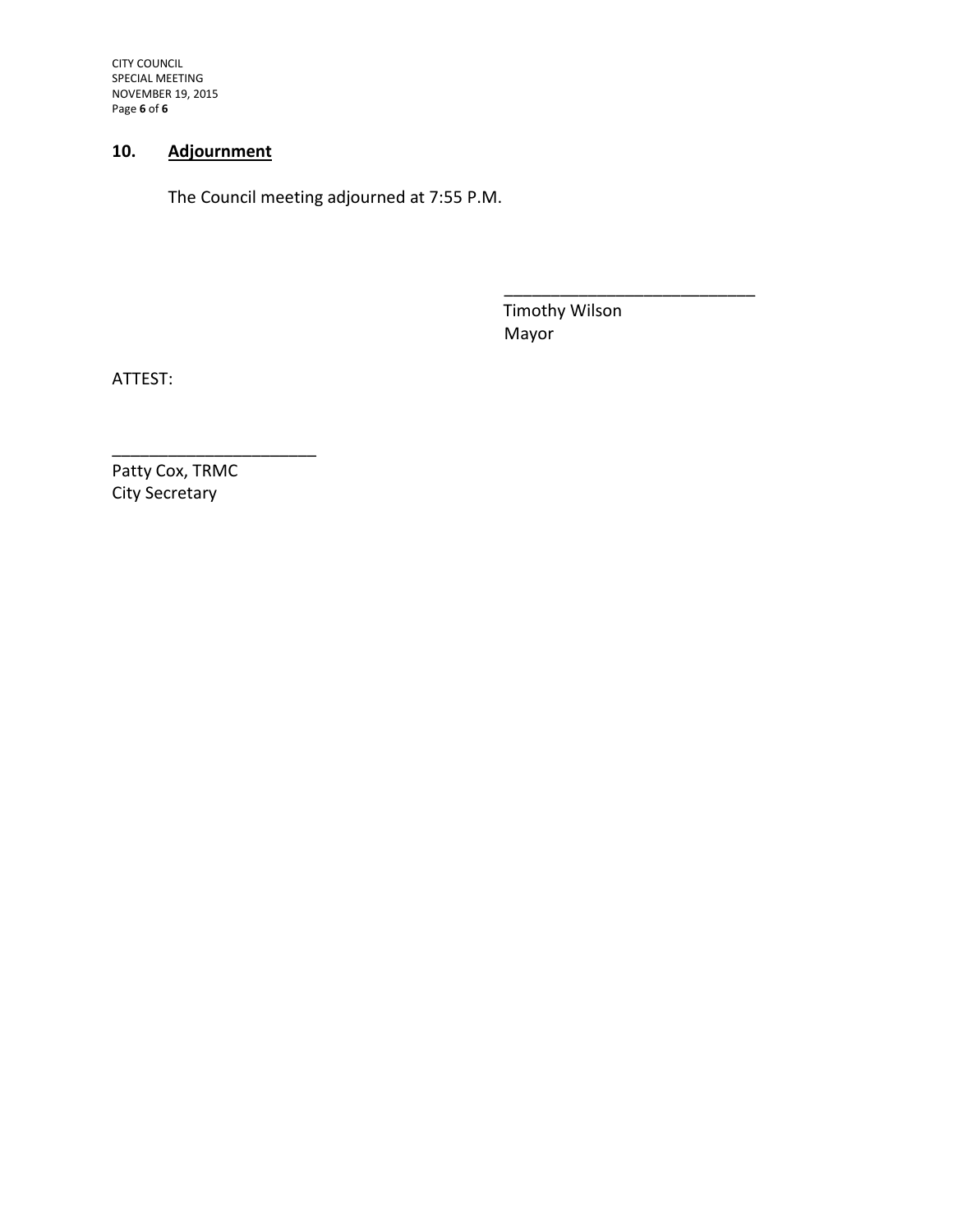## 10. Adjournment

The Council meeting adjourned at 7:55 P.M.

\_\_\_\_\_\_\_\_\_\_\_\_\_\_\_\_\_\_\_\_\_\_\_\_\_\_\_\_
Timothy Wilson
Mayor

ATTEST:

\_\_\_\_\_\_\_\_\_\_\_\_\_\_\_\_\_\_\_\_\_\_\_\_
Patty Cox, TRMC
City Secretary